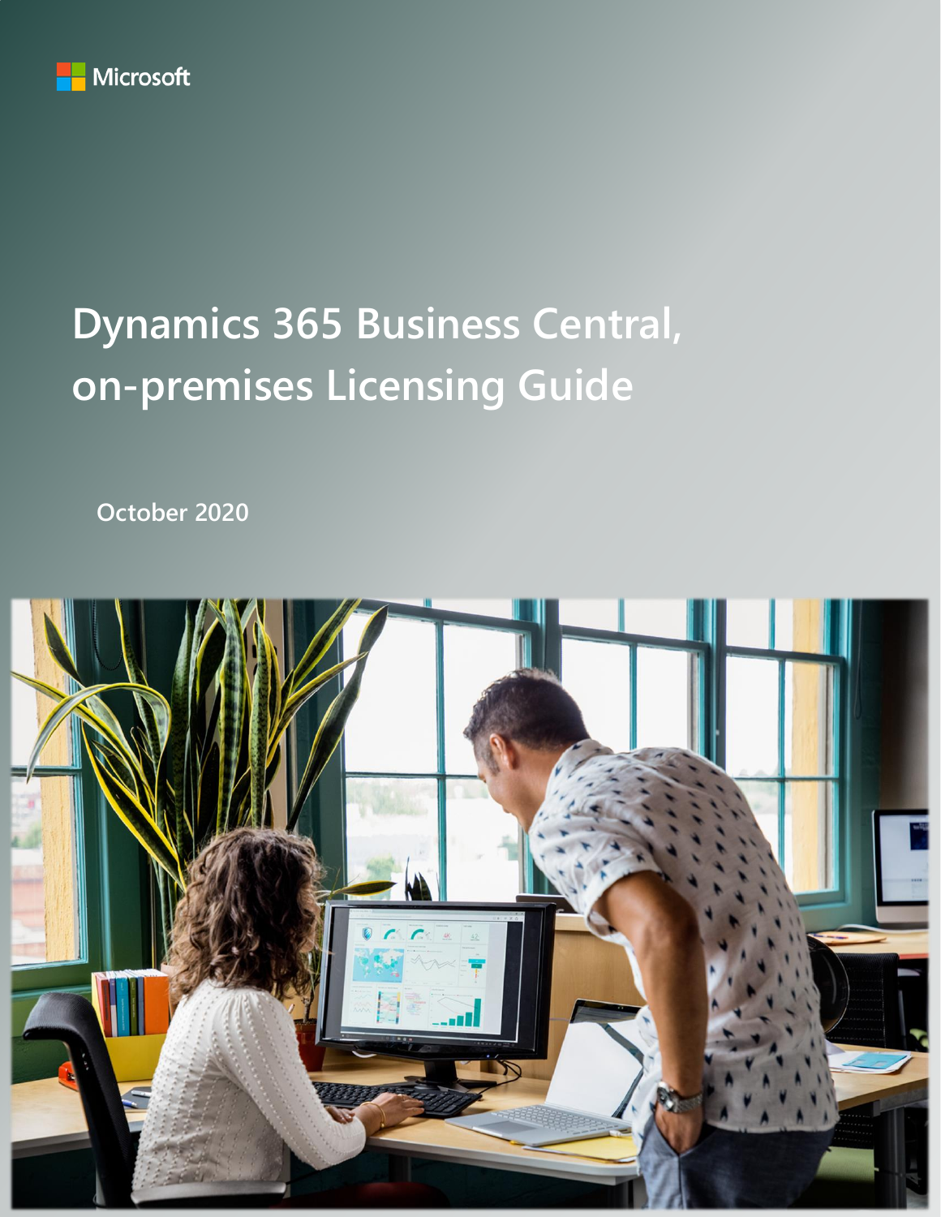Microsoft

# Dynamics 365 Business Central, on-premises Licensing Guide

**October 2020**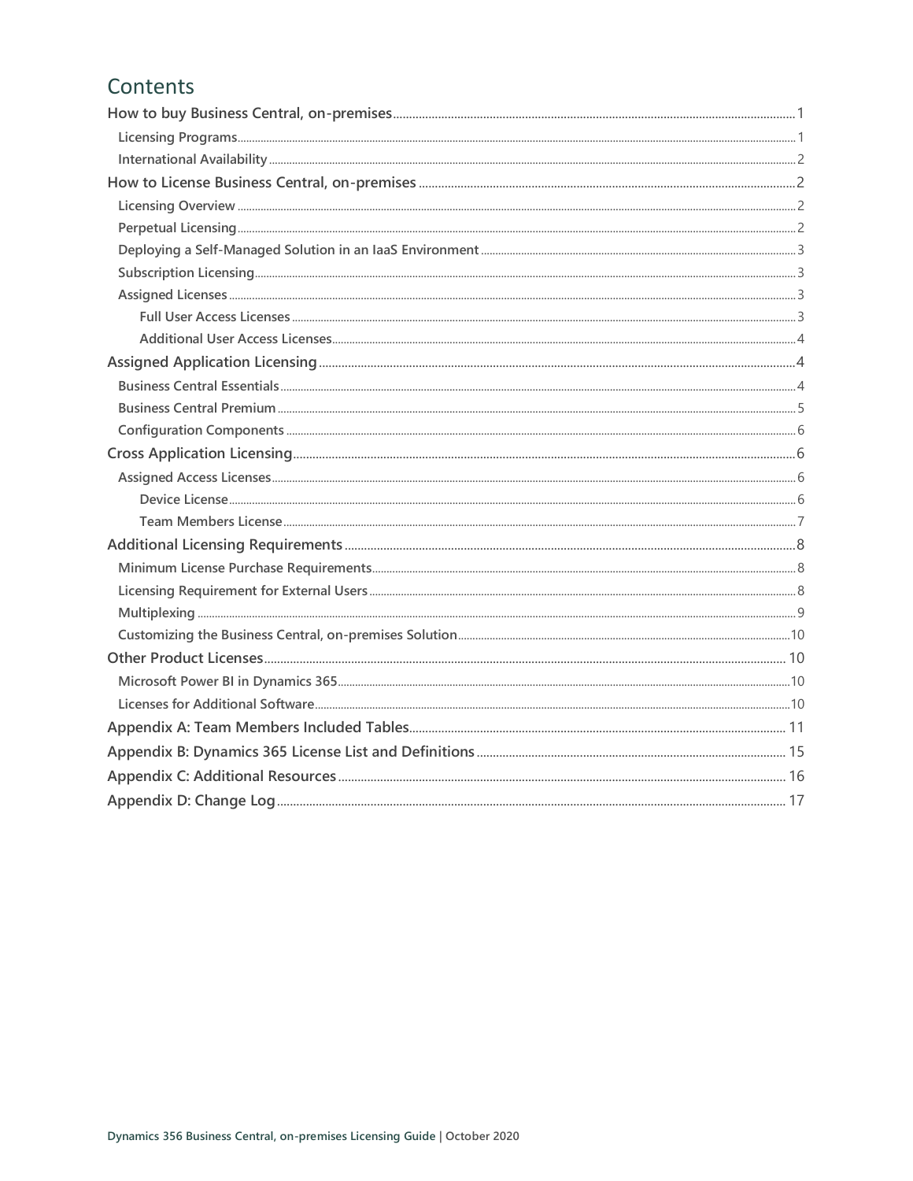# Contents

- How to buy Business Central, on-premises ........ 1
  - Licensing Programs ........ 1
  - International Availability ........ 2
- How to License Business Central, on-premises ........ 2
  - Licensing Overview ........ 2
  - Perpetual Licensing ........ 2
  - Deploying a Self-Managed Solution in an IaaS Environment ........ 3
  - Subscription Licensing ........ 3
  - Assigned Licenses ........ 3
    - Full User Access Licenses ........ 3
    - Additional User Access Licenses ........ 4
- Assigned Application Licensing ........ 4
  - Business Central Essentials ........ 4
  - Business Central Premium ........ 5
  - Configuration Components ........ 6
- Cross Application Licensing ........ 6
  - Assigned Access Licenses ........ 6
    - Device License ........ 6
    - Team Members License ........ 7
- Additional Licensing Requirements ........ 8
  - Minimum License Purchase Requirements ........ 8
  - Licensing Requirement for External Users ........ 8
  - Multiplexing ........ 9
  - Customizing the Business Central, on-premises Solution ........ 10
- Other Product Licenses ........ 10
  - Microsoft Power BI in Dynamics 365 ........ 10
  - Licenses for Additional Software ........ 10
- Appendix A: Team Members Included Tables ........ 11
- Appendix B: Dynamics 365 License List and Definitions ........ 15
- Appendix C: Additional Resources ........ 16
- Appendix D: Change Log ........ 17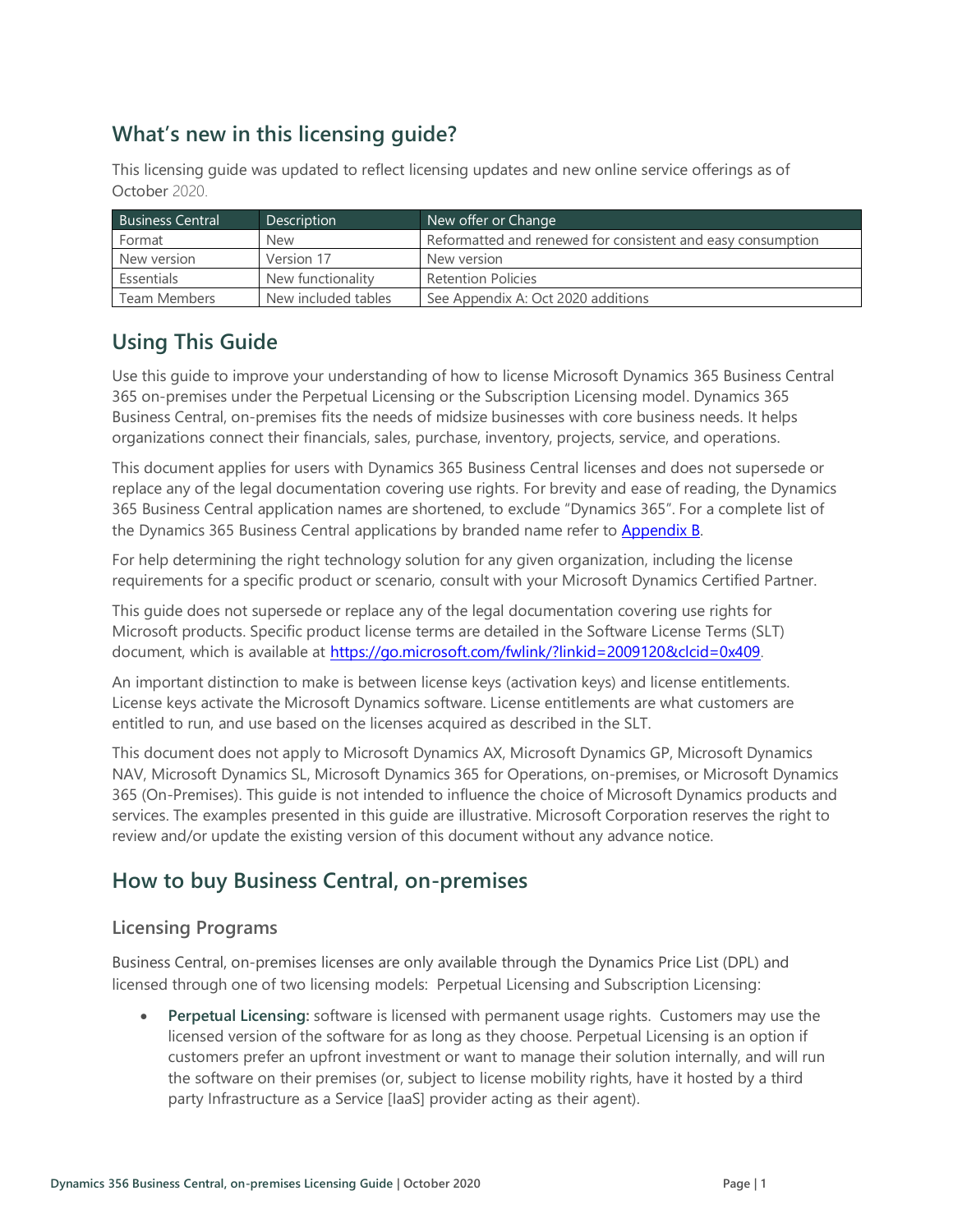## What's new in this licensing guide?

This licensing guide was updated to reflect licensing updates and new online service offerings as of October 2020.

| Business Central | Description | New offer or Change |
|---|---|---|
| Format | New | Reformatted and renewed for consistent and easy consumption |
| New version | Version 17 | New version |
| Essentials | New functionality | Retention Policies |
| Team Members | New included tables | See Appendix A: Oct 2020 additions |

## Using This Guide

Use this guide to improve your understanding of how to license Microsoft Dynamics 365 Business Central 365 on-premises under the Perpetual Licensing or the Subscription Licensing model. Dynamics 365 Business Central, on-premises fits the needs of midsize businesses with core business needs. It helps organizations connect their financials, sales, purchase, inventory, projects, service, and operations.

This document applies for users with Dynamics 365 Business Central licenses and does not supersede or replace any of the legal documentation covering use rights. For brevity and ease of reading, the Dynamics 365 Business Central application names are shortened, to exclude "Dynamics 365". For a complete list of the Dynamics 365 Business Central applications by branded name refer to [Appendix B](#).

For help determining the right technology solution for any given organization, including the license requirements for a specific product or scenario, consult with your Microsoft Dynamics Certified Partner.

This guide does not supersede or replace any of the legal documentation covering use rights for Microsoft products. Specific product license terms are detailed in the Software License Terms (SLT) document, which is available at [https://go.microsoft.com/fwlink/?linkid=2009120&clcid=0x409](https://go.microsoft.com/fwlink/?linkid=2009120&clcid=0x409).

An important distinction to make is between license keys (activation keys) and license entitlements. License keys activate the Microsoft Dynamics software. License entitlements are what customers are entitled to run, and use based on the licenses acquired as described in the SLT.

This document does not apply to Microsoft Dynamics AX, Microsoft Dynamics GP, Microsoft Dynamics NAV, Microsoft Dynamics SL, Microsoft Dynamics 365 for Operations, on-premises, or Microsoft Dynamics 365 (On-Premises). This guide is not intended to influence the choice of Microsoft Dynamics products and services. The examples presented in this guide are illustrative. Microsoft Corporation reserves the right to review and/or update the existing version of this document without any advance notice.

## How to buy Business Central, on-premises

### Licensing Programs

Business Central, on-premises licenses are only available through the Dynamics Price List (DPL) and licensed through one of two licensing models: Perpetual Licensing and Subscription Licensing:

- **Perpetual Licensing:** software is licensed with permanent usage rights. Customers may use the licensed version of the software for as long as they choose. Perpetual Licensing is an option if customers prefer an upfront investment or want to manage their solution internally, and will run the software on their premises (or, subject to license mobility rights, have it hosted by a third party Infrastructure as a Service [IaaS] provider acting as their agent).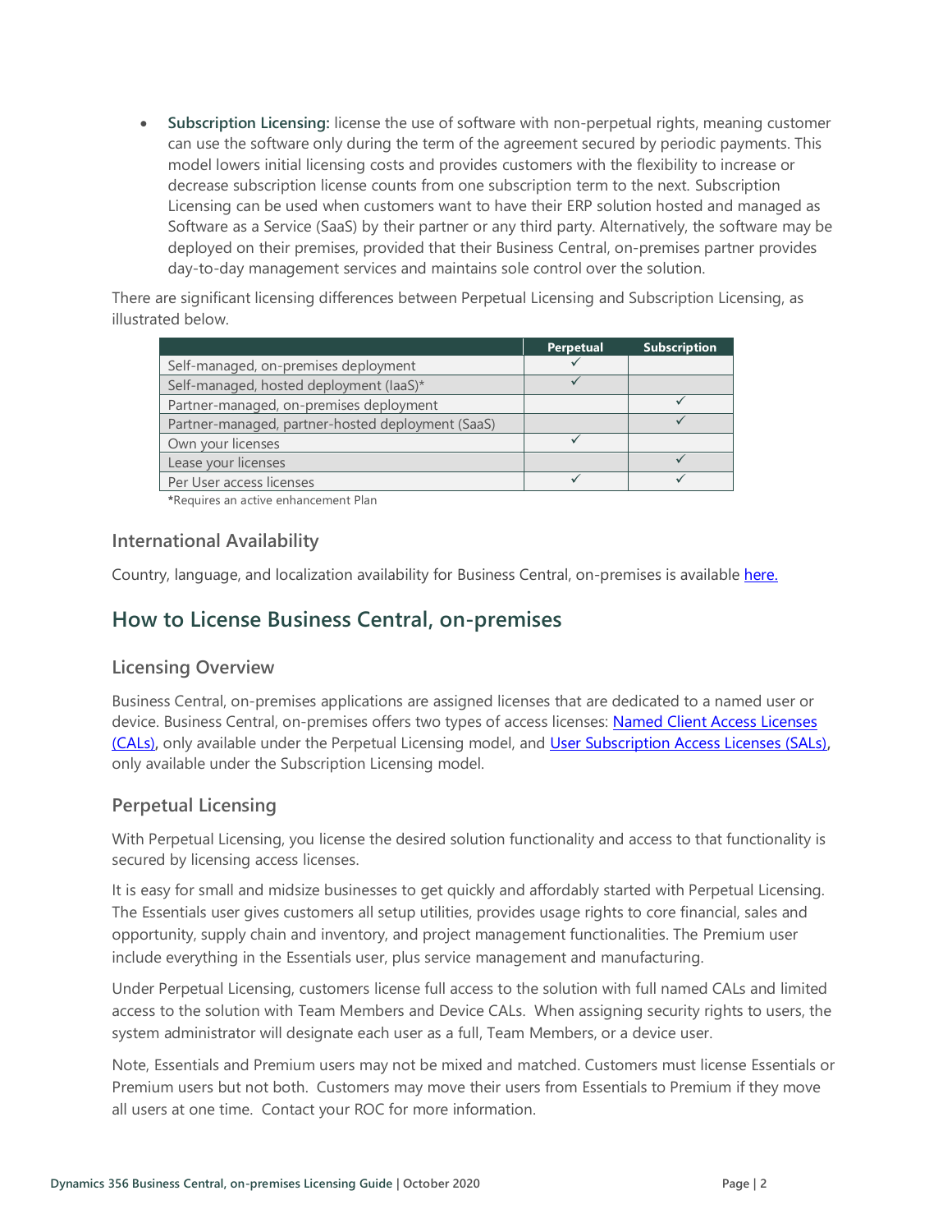- **Subscription Licensing:** license the use of software with non-perpetual rights, meaning customer can use the software only during the term of the agreement secured by periodic payments. This model lowers initial licensing costs and provides customers with the flexibility to increase or decrease subscription license counts from one subscription term to the next. Subscription Licensing can be used when customers want to have their ERP solution hosted and managed as Software as a Service (SaaS) by their partner or any third party. Alternatively, the software may be deployed on their premises, provided that their Business Central, on-premises partner provides day-to-day management services and maintains sole control over the solution.

There are significant licensing differences between Perpetual Licensing and Subscription Licensing, as illustrated below.

| | Perpetual | Subscription |
|---|---|---|
| Self-managed, on-premises deployment | ✓ | |
| Self-managed, hosted deployment (IaaS)* | ✓ | |
| Partner-managed, on-premises deployment | | ✓ |
| Partner-managed, partner-hosted deployment (SaaS) | | ✓ |
| Own your licenses | ✓ | |
| Lease your licenses | | ✓ |
| Per User access licenses | ✓ | ✓ |

***Requires an active enhancement Plan**

### International Availability

Country, language, and localization availability for Business Central, on-premises is available [here.]

## How to License Business Central, on-premises

### Licensing Overview

Business Central, on-premises applications are assigned licenses that are dedicated to a named user or device. Business Central, on-premises offers two types of access licenses: [Named Client Access Licenses (CALs)], only available under the Perpetual Licensing model, and [User Subscription Access Licenses (SALs)], only available under the Subscription Licensing model.

### Perpetual Licensing

With Perpetual Licensing, you license the desired solution functionality and access to that functionality is secured by licensing access licenses.

It is easy for small and midsize businesses to get quickly and affordably started with Perpetual Licensing. The Essentials user gives customers all setup utilities, provides usage rights to core financial, sales and opportunity, supply chain and inventory, and project management functionalities. The Premium user include everything in the Essentials user, plus service management and manufacturing.

Under Perpetual Licensing, customers license full access to the solution with full named CALs and limited access to the solution with Team Members and Device CALs. When assigning security rights to users, the system administrator will designate each user as a full, Team Members, or a device user.

Note, Essentials and Premium users may not be mixed and matched. Customers must license Essentials or Premium users but not both. Customers may move their users from Essentials to Premium if they move all users at one time. Contact your ROC for more information.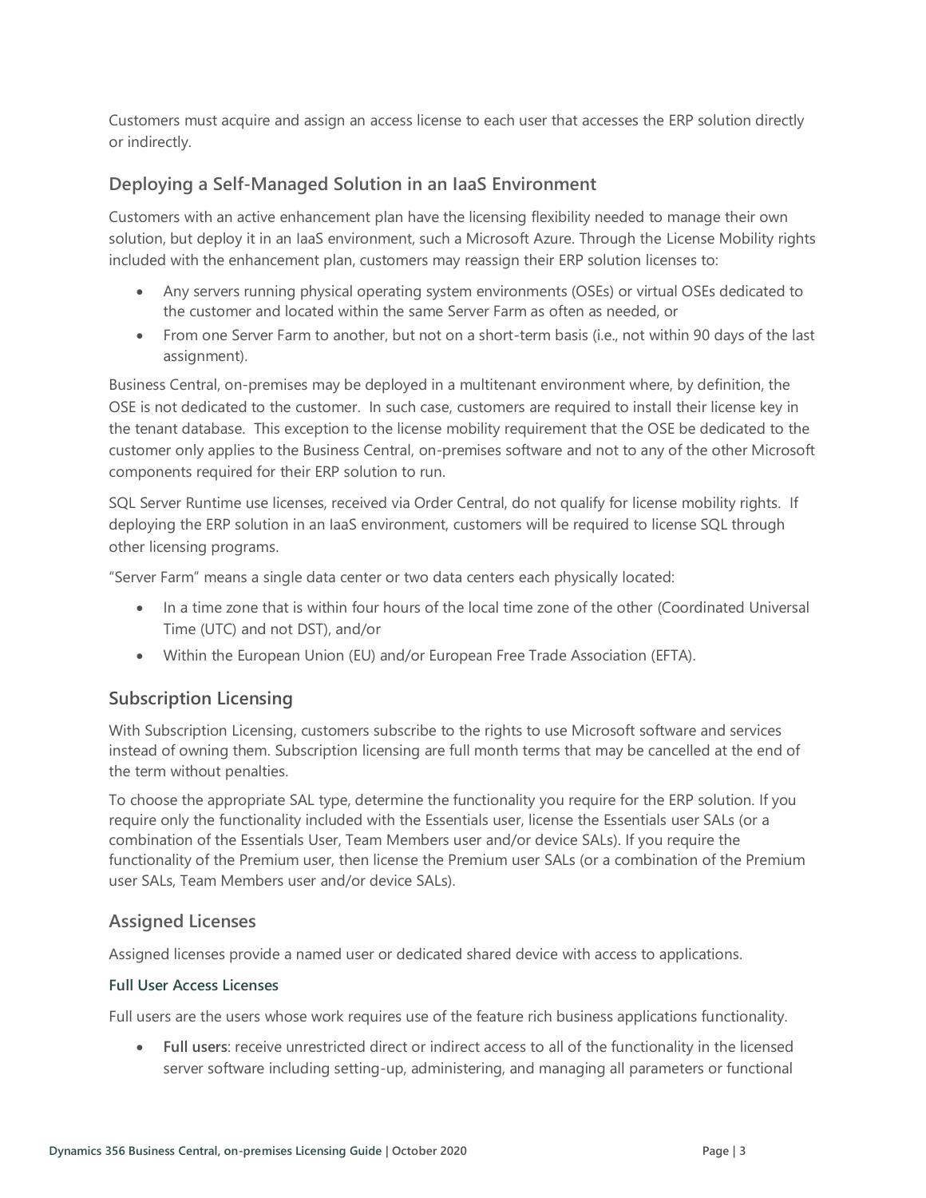Customers must acquire and assign an access license to each user that accesses the ERP solution directly or indirectly.

## Deploying a Self-Managed Solution in an IaaS Environment

Customers with an active enhancement plan have the licensing flexibility needed to manage their own solution, but deploy it in an IaaS environment, such a Microsoft Azure. Through the License Mobility rights included with the enhancement plan, customers may reassign their ERP solution licenses to:

- Any servers running physical operating system environments (OSEs) or virtual OSEs dedicated to the customer and located within the same Server Farm as often as needed, or
- From one Server Farm to another, but not on a short-term basis (i.e., not within 90 days of the last assignment).

Business Central, on-premises may be deployed in a multitenant environment where, by definition, the OSE is not dedicated to the customer. In such case, customers are required to install their license key in the tenant database. This exception to the license mobility requirement that the OSE be dedicated to the customer only applies to the Business Central, on-premises software and not to any of the other Microsoft components required for their ERP solution to run.

SQL Server Runtime use licenses, received via Order Central, do not qualify for license mobility rights. If deploying the ERP solution in an IaaS environment, customers will be required to license SQL through other licensing programs.

"Server Farm" means a single data center or two data centers each physically located:

- In a time zone that is within four hours of the local time zone of the other (Coordinated Universal Time (UTC) and not DST), and/or
- Within the European Union (EU) and/or European Free Trade Association (EFTA).

## Subscription Licensing

With Subscription Licensing, customers subscribe to the rights to use Microsoft software and services instead of owning them. Subscription licensing are full month terms that may be cancelled at the end of the term without penalties.

To choose the appropriate SAL type, determine the functionality you require for the ERP solution. If you require only the functionality included with the Essentials user, license the Essentials user SALs (or a combination of the Essentials User, Team Members user and/or device SALs). If you require the functionality of the Premium user, then license the Premium user SALs (or a combination of the Premium user SALs, Team Members user and/or device SALs).

## Assigned Licenses

Assigned licenses provide a named user or dedicated shared device with access to applications.

### Full User Access Licenses

Full users are the users whose work requires use of the feature rich business applications functionality.

- **Full users**: receive unrestricted direct or indirect access to all of the functionality in the licensed server software including setting-up, administering, and managing all parameters or functional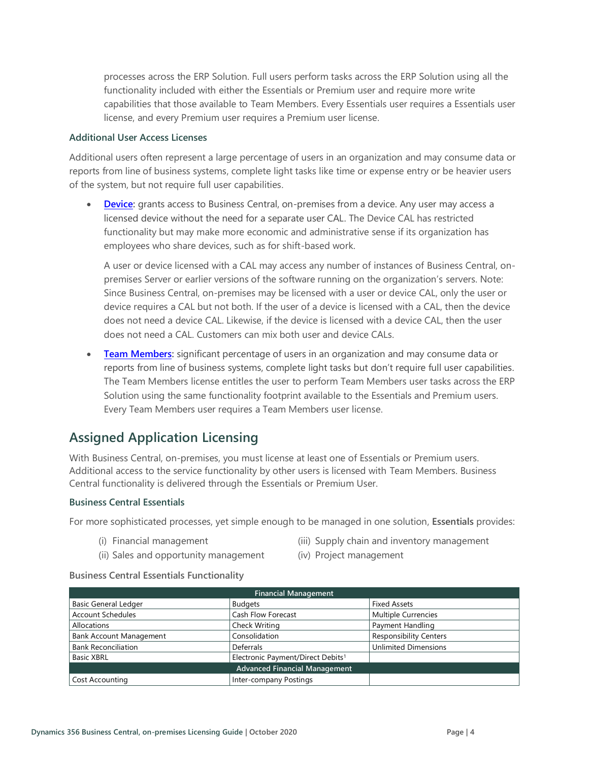processes across the ERP Solution. Full users perform tasks across the ERP Solution using all the functionality included with either the Essentials or Premium user and require more write capabilities that those available to Team Members. Every Essentials user requires a Essentials user license, and every Premium user requires a Premium user license.

### Additional User Access Licenses

Additional users often represent a large percentage of users in an organization and may consume data or reports from line of business systems, complete light tasks like time or expense entry or be heavier users of the system, but not require full user capabilities.

- **Device:** grants access to Business Central, on-premises from a device. Any user may access a licensed device without the need for a separate user CAL. The Device CAL has restricted functionality but may make more economic and administrative sense if its organization has employees who share devices, such as for shift-based work.

  A user or device licensed with a CAL may access any number of instances of Business Central, on-premises Server or earlier versions of the software running on the organization's servers. Note: Since Business Central, on-premises may be licensed with a user or device CAL, only the user or device requires a CAL but not both. If the user of a device is licensed with a CAL, then the device does not need a device CAL. Likewise, if the device is licensed with a device CAL, then the user does not need a CAL. Customers can mix both user and device CALs.

- **Team Members:** significant percentage of users in an organization and may consume data or reports from line of business systems, complete light tasks but don't require full user capabilities. The Team Members license entitles the user to perform Team Members user tasks across the ERP Solution using the same functionality footprint available to the Essentials and Premium users. Every Team Members user requires a Team Members user license.

## Assigned Application Licensing

With Business Central, on-premises, you must license at least one of Essentials or Premium users. Additional access to the service functionality by other users is licensed with Team Members. Business Central functionality is delivered through the Essentials or Premium User.

### Business Central Essentials

For more sophisticated processes, yet simple enough to be managed in one solution, **Essentials** provides:

(i) Financial management
(ii) Sales and opportunity management
(iii) Supply chain and inventory management
(iv) Project management

#### Business Central Essentials Functionality

| Financial Management | | |
|---|---|---|
| Basic General Ledger | Budgets | Fixed Assets |
| Account Schedules | Cash Flow Forecast | Multiple Currencies |
| Allocations | Check Writing | Payment Handling |
| Bank Account Management | Consolidation | Responsibility Centers |
| Bank Reconciliation | Deferrals | Unlimited Dimensions |
| Basic XBRL | Electronic Payment/Direct Debits[1] | |
| **Advanced Financial Management** | | |
| Cost Accounting | Inter-company Postings | |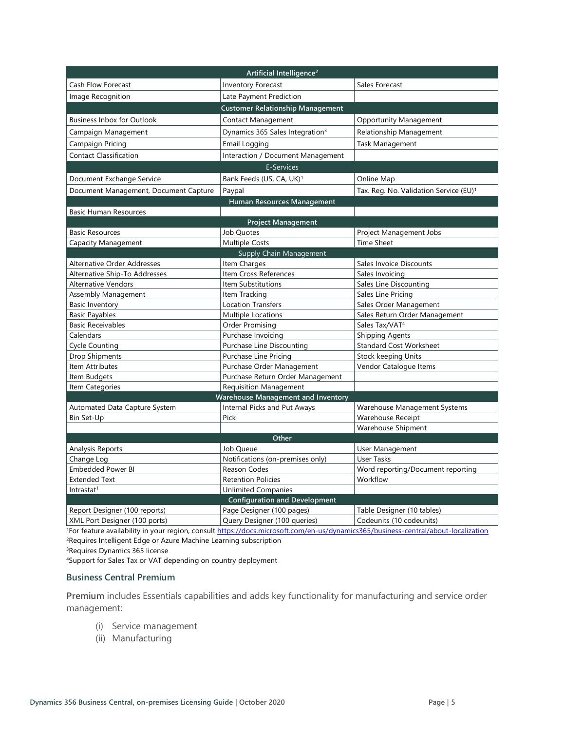| Artificial Intelligence[2] | | |
|---|---|---|
| Cash Flow Forecast | Inventory Forecast | Sales Forecast |
| Image Recognition | Late Payment Prediction | |
| **Customer Relationship Management** | | |
| Business Inbox for Outlook | Contact Management | Opportunity Management |
| Campaign Management | Dynamics 365 Sales Integration[3] | Relationship Management |
| Campaign Pricing | Email Logging | Task Management |
| Contact Classification | Interaction / Document Management | |
| **E-Services** | | |
| Document Exchange Service | Bank Feeds (US, CA, UK)[1] | Online Map |
| Document Management, Document Capture | Paypal | Tax. Reg. No. Validation Service (EU)[1] |
| **Human Resources Management** | | |
| Basic Human Resources | | |
| **Project Management** | | |
| Basic Resources | Job Quotes | Project Management Jobs |
| Capacity Management | Multiple Costs | Time Sheet |
| **Supply Chain Management** | | |
| Alternative Order Addresses | Item Charges | Sales Invoice Discounts |
| Alternative Ship-To Addresses | Item Cross References | Sales Invoicing |
| Alternative Vendors | Item Substitutions | Sales Line Discounting |
| Assembly Management | Item Tracking | Sales Line Pricing |
| Basic Inventory | Location Transfers | Sales Order Management |
| Basic Payables | Multiple Locations | Sales Return Order Management |
| Basic Receivables | Order Promising | Sales Tax/VAT[4] |
| Calendars | Purchase Invoicing | Shipping Agents |
| Cycle Counting | Purchase Line Discounting | Standard Cost Worksheet |
| Drop Shipments | Purchase Line Pricing | Stock keeping Units |
| Item Attributes | Purchase Order Management | Vendor Catalogue Items |
| Item Budgets | Purchase Return Order Management | |
| Item Categories | Requisition Management | |
| **Warehouse Management and Inventory** | | |
| Automated Data Capture System | Internal Picks and Put Aways | Warehouse Management Systems |
| Bin Set-Up | Pick | Warehouse Receipt |
| | | Warehouse Shipment |
| **Other** | | |
| Analysis Reports | Job Queue | User Management |
| Change Log | Notifications (on-premises only) | User Tasks |
| Embedded Power BI | Reason Codes | Word reporting/Document reporting |
| Extended Text | Retention Policies | Workflow |
| Intrastat[1] | Unlimited Companies | |
| **Configuration and Development** | | |
| Report Designer (100 reports) | Page Designer (100 pages) | Table Designer (10 tables) |
| XML Port Designer (100 ports) | Query Designer (100 queries) | Codeunits (10 codeunits) |

[1]For feature availability in your region, consult https://docs.microsoft.com/en-us/dynamics365/business-central/about-localization
[2]Requires Intelligent Edge or Azure Machine Learning subscription
[3]Requires Dynamics 365 license
[4]Support for Sales Tax or VAT depending on country deployment

### Business Central Premium

**Premium** includes Essentials capabilities and adds key functionality for manufacturing and service order management:

(i) Service management
(ii) Manufacturing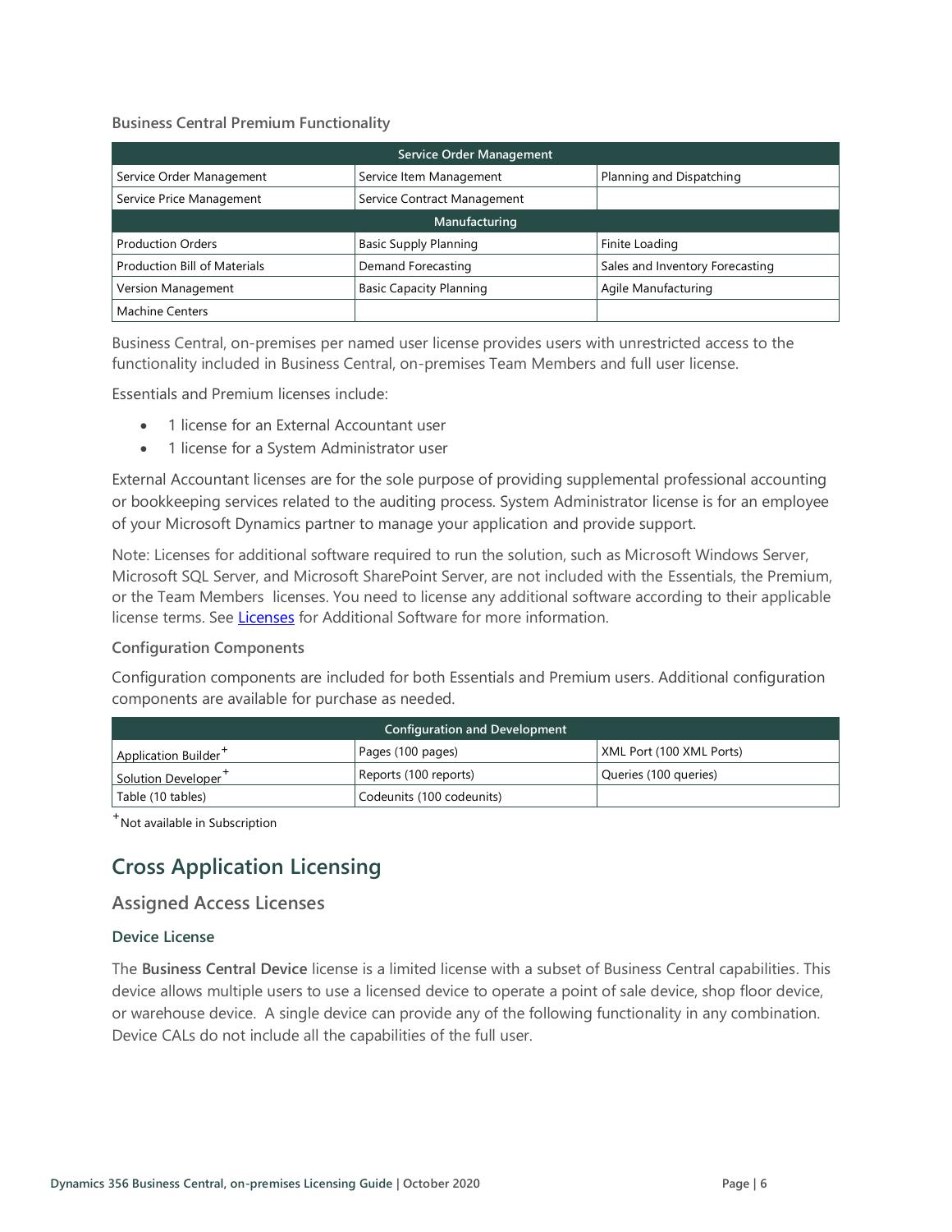**Business Central Premium Functionality**

| Service Order Management | | |
|---|---|---|
| Service Order Management | Service Item Management | Planning and Dispatching |
| Service Price Management | Service Contract Management | |
| **Manufacturing** | | |
| Production Orders | Basic Supply Planning | Finite Loading |
| Production Bill of Materials | Demand Forecasting | Sales and Inventory Forecasting |
| Version Management | Basic Capacity Planning | Agile Manufacturing |
| Machine Centers | | |

Business Central, on-premises per named user license provides users with unrestricted access to the functionality included in Business Central, on-premises Team Members and full user license.

Essentials and Premium licenses include:

- 1 license for an External Accountant user
- 1 license for a System Administrator user

External Accountant licenses are for the sole purpose of providing supplemental professional accounting or bookkeeping services related to the auditing process. System Administrator license is for an employee of your Microsoft Dynamics partner to manage your application and provide support.

Note: Licenses for additional software required to run the solution, such as Microsoft Windows Server, Microsoft SQL Server, and Microsoft SharePoint Server, are not included with the Essentials, the Premium, or the Team Members licenses. You need to license any additional software according to their applicable license terms. See [Licenses](Licenses) for Additional Software for more information.

**Configuration Components**

Configuration components are included for both Essentials and Premium users. Additional configuration components are available for purchase as needed.

| Configuration and Development | | |
|---|---|---|
| Application Builder+ | Pages (100 pages) | XML Port (100 XML Ports) |
| Solution Developer+ | Reports (100 reports) | Queries (100 queries) |
| Table (10 tables) | Codeunits (100 codeunits) | |

+Not available in Subscription

## Cross Application Licensing

### Assigned Access Licenses

#### Device License

The **Business Central Device** license is a limited license with a subset of Business Central capabilities. This device allows multiple users to use a licensed device to operate a point of sale device, shop floor device, or warehouse device. A single device can provide any of the following functionality in any combination. Device CALs do not include all the capabilities of the full user.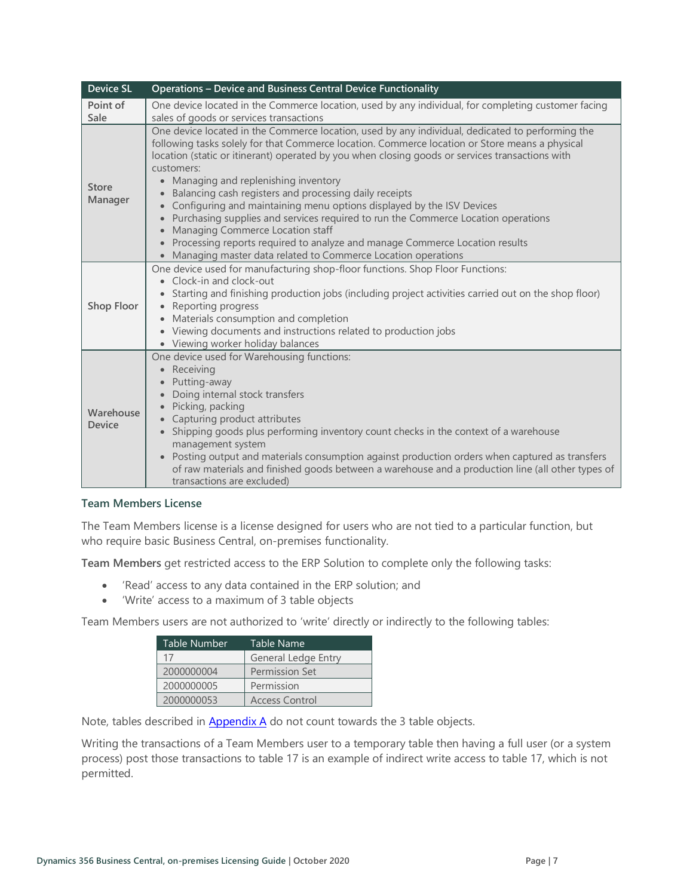| Device SL | Operations – Device and Business Central Device Functionality |
|---|---|
| Point of Sale | One device located in the Commerce location, used by any individual, for completing customer facing sales of goods or services transactions |
| Store Manager | One device located in the Commerce location, used by any individual, dedicated to performing the following tasks solely for that Commerce location. Commerce location or Store means a physical location (static or itinerant) operated by you when closing goods or services transactions with customers:<br>• Managing and replenishing inventory<br>• Balancing cash registers and processing daily receipts<br>• Configuring and maintaining menu options displayed by the ISV Devices<br>• Purchasing supplies and services required to run the Commerce Location operations<br>• Managing Commerce Location staff<br>• Processing reports required to analyze and manage Commerce Location results<br>• Managing master data related to Commerce Location operations |
| Shop Floor | One device used for manufacturing shop-floor functions. Shop Floor Functions:<br>• Clock-in and clock-out<br>• Starting and finishing production jobs (including project activities carried out on the shop floor)<br>• Reporting progress<br>• Materials consumption and completion<br>• Viewing documents and instructions related to production jobs<br>• Viewing worker holiday balances |
| Warehouse Device | One device used for Warehousing functions:<br>• Receiving<br>• Putting-away<br>• Doing internal stock transfers<br>• Picking, packing<br>• Capturing product attributes<br>• Shipping goods plus performing inventory count checks in the context of a warehouse management system<br>• Posting output and materials consumption against production orders when captured as transfers of raw materials and finished goods between a warehouse and a production line (all other types of transactions are excluded) |

### Team Members License

The Team Members license is a license designed for users who are not tied to a particular function, but who require basic Business Central, on-premises functionality.

**Team Members** get restricted access to the ERP Solution to complete only the following tasks:

- 'Read' access to any data contained in the ERP solution; and
- 'Write' access to a maximum of 3 table objects

Team Members users are not authorized to 'write' directly or indirectly to the following tables:

| Table Number | Table Name |
|---|---|
| 17 | General Ledge Entry |
| 2000000004 | Permission Set |
| 2000000005 | Permission |
| 2000000053 | Access Control |

Note, tables described in Appendix A do not count towards the 3 table objects.

Writing the transactions of a Team Members user to a temporary table then having a full user (or a system process) post those transactions to table 17 is an example of indirect write access to table 17, which is not permitted.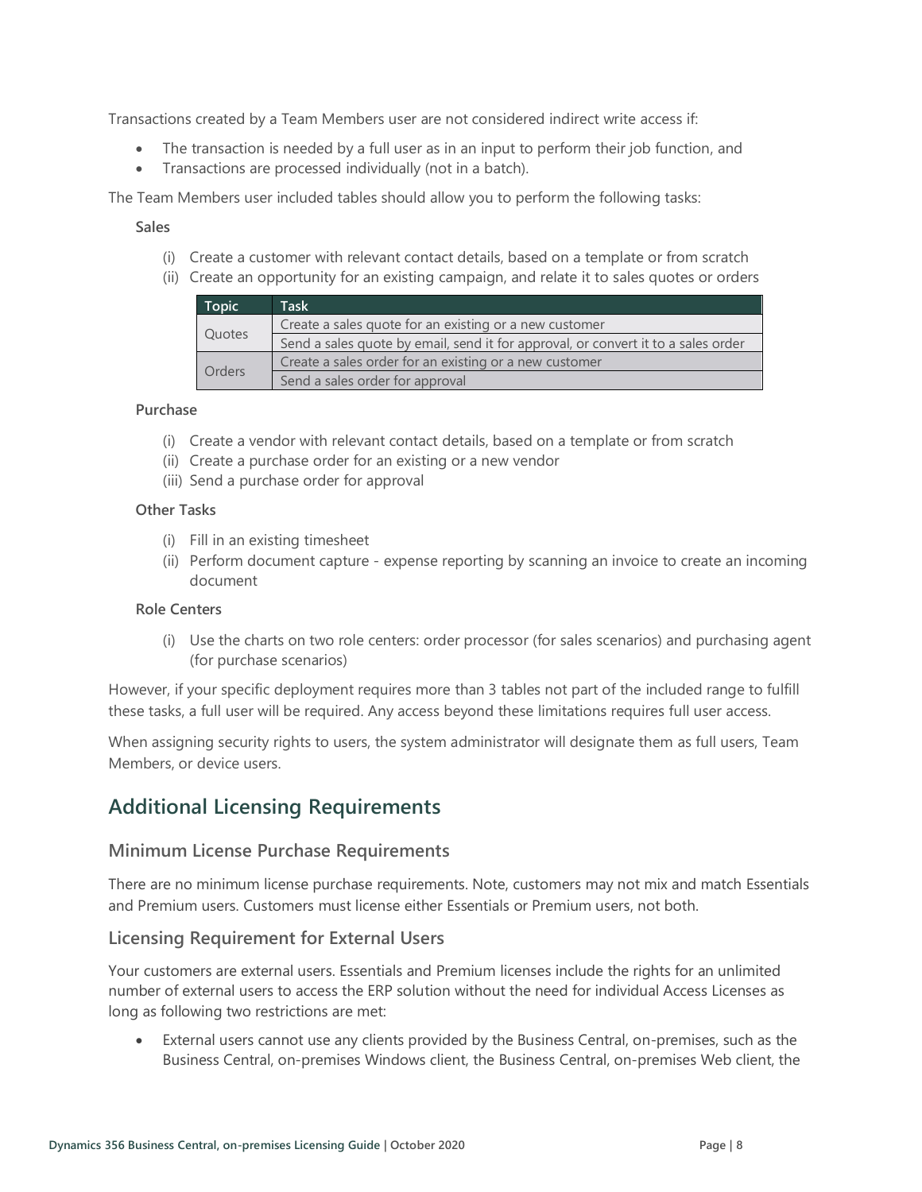Transactions created by a Team Members user are not considered indirect write access if:

- The transaction is needed by a full user as in an input to perform their job function, and
- Transactions are processed individually (not in a batch).

The Team Members user included tables should allow you to perform the following tasks:

**Sales**

(i) Create a customer with relevant contact details, based on a template or from scratch
(ii) Create an opportunity for an existing campaign, and relate it to sales quotes or orders

| Topic | Task |
| --- | --- |
| Quotes | Create a sales quote for an existing or a new customer |
| | Send a sales quote by email, send it for approval, or convert it to a sales order |
| Orders | Create a sales order for an existing or a new customer |
| | Send a sales order for approval |

**Purchase**

(i) Create a vendor with relevant contact details, based on a template or from scratch
(ii) Create a purchase order for an existing or a new vendor
(iii) Send a purchase order for approval

**Other Tasks**

(i) Fill in an existing timesheet
(ii) Perform document capture - expense reporting by scanning an invoice to create an incoming document

**Role Centers**

(i) Use the charts on two role centers: order processor (for sales scenarios) and purchasing agent (for purchase scenarios)

However, if your specific deployment requires more than 3 tables not part of the included range to fulfill these tasks, a full user will be required. Any access beyond these limitations requires full user access.

When assigning security rights to users, the system administrator will designate them as full users, Team Members, or device users.

## Additional Licensing Requirements

### Minimum License Purchase Requirements

There are no minimum license purchase requirements. Note, customers may not mix and match Essentials and Premium users. Customers must license either Essentials or Premium users, not both.

### Licensing Requirement for External Users

Your customers are external users. Essentials and Premium licenses include the rights for an unlimited number of external users to access the ERP solution without the need for individual Access Licenses as long as following two restrictions are met:

- External users cannot use any clients provided by the Business Central, on-premises, such as the Business Central, on-premises Windows client, the Business Central, on-premises Web client, the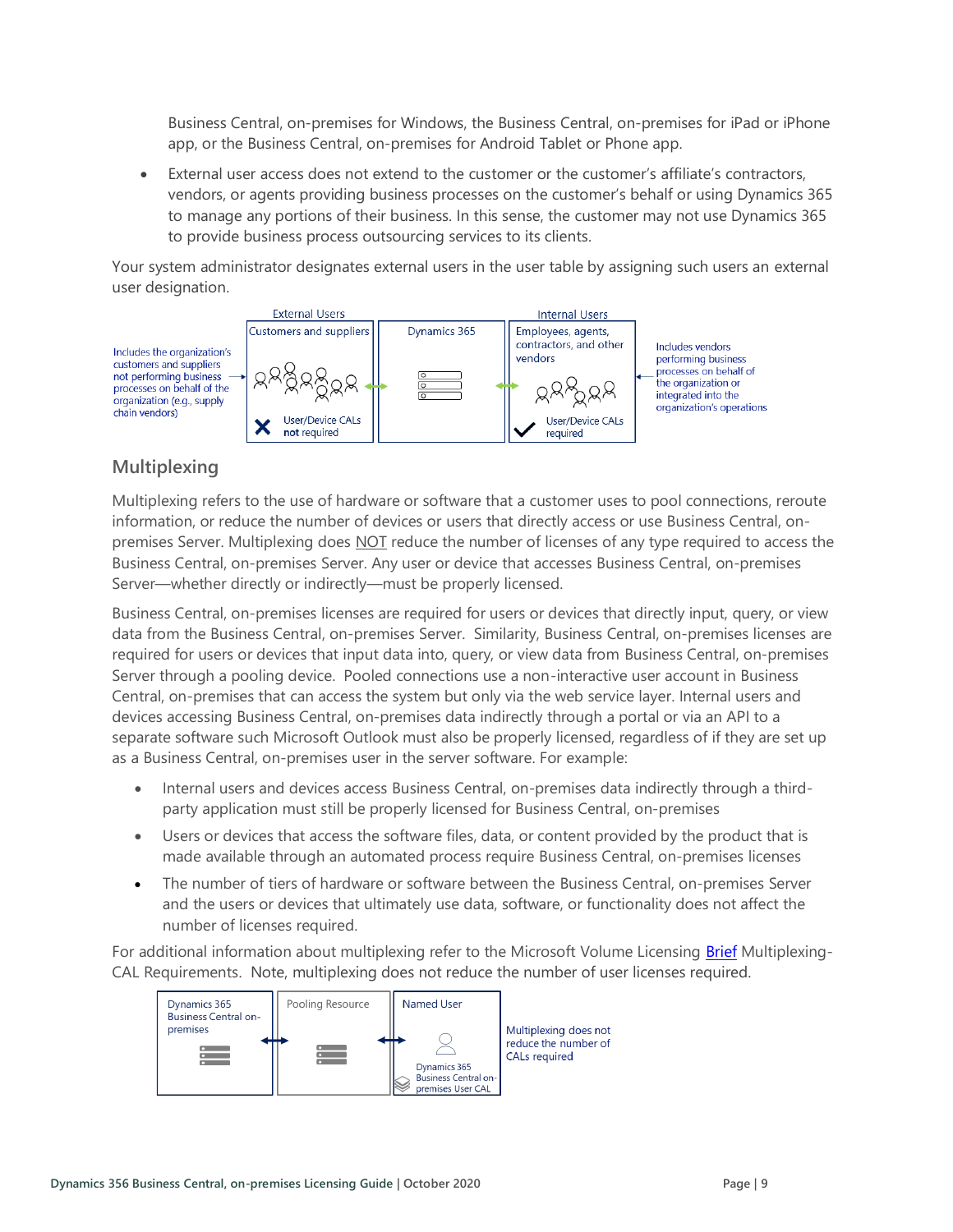Business Central, on-premises for Windows, the Business Central, on-premises for iPad or iPhone app, or the Business Central, on-premises for Android Tablet or Phone app.

- External user access does not extend to the customer or the customer's affiliate's contractors, vendors, or agents providing business processes on the customer's behalf or using Dynamics 365 to manage any portions of their business. In this sense, the customer may not use Dynamics 365 to provide business process outsourcing services to its clients.

Your system administrator designates external users in the user table by assigning such users an external user designation.

| External Users | | Internal Users |
|---|---|---|
| Customers and suppliers | Dynamics 365 | Employees, agents, contractors, and other vendors |
| User/Device CALs **not** required | | User/Device CALs required |

Includes the organization's customers and suppliers not performing business processes on behalf of the organization (e.g., supply chain vendors)

Includes vendors performing business processes on behalf of the organization or integrated into the organization's operations

## Multiplexing

Multiplexing refers to the use of hardware or software that a customer uses to pool connections, reroute information, or reduce the number of devices or users that directly access or use Business Central, on-premises Server. Multiplexing does NOT reduce the number of licenses of any type required to access the Business Central, on-premises Server. Any user or device that accesses Business Central, on-premises Server—whether directly or indirectly—must be properly licensed.

Business Central, on-premises licenses are required for users or devices that directly input, query, or view data from the Business Central, on-premises Server. Similarity, Business Central, on-premises licenses are required for users or devices that input data into, query, or view data from Business Central, on-premises Server through a pooling device. Pooled connections use a non-interactive user account in Business Central, on-premises that can access the system but only via the web service layer. Internal users and devices accessing Business Central, on-premises data indirectly through a portal or via an API to a separate software such Microsoft Outlook must also be properly licensed, regardless of if they are set up as a Business Central, on-premises user in the server software. For example:

- Internal users and devices access Business Central, on-premises data indirectly through a third-party application must still be properly licensed for Business Central, on-premises
- Users or devices that access the software files, data, or content provided by the product that is made available through an automated process require Business Central, on-premises licenses
- The number of tiers of hardware or software between the Business Central, on-premises Server and the users or devices that ultimately use data, software, or functionality does not affect the number of licenses required.

For additional information about multiplexing refer to the Microsoft Volume Licensing Brief Multiplexing-CAL Requirements. Note, multiplexing does not reduce the number of user licenses required.

| Dynamics 365 Business Central on-premises | Pooling Resource | Named User |
|---|---|---|
| | | Dynamics 365 Business Central on-premises User CAL |

Multiplexing does not reduce the number of CALs required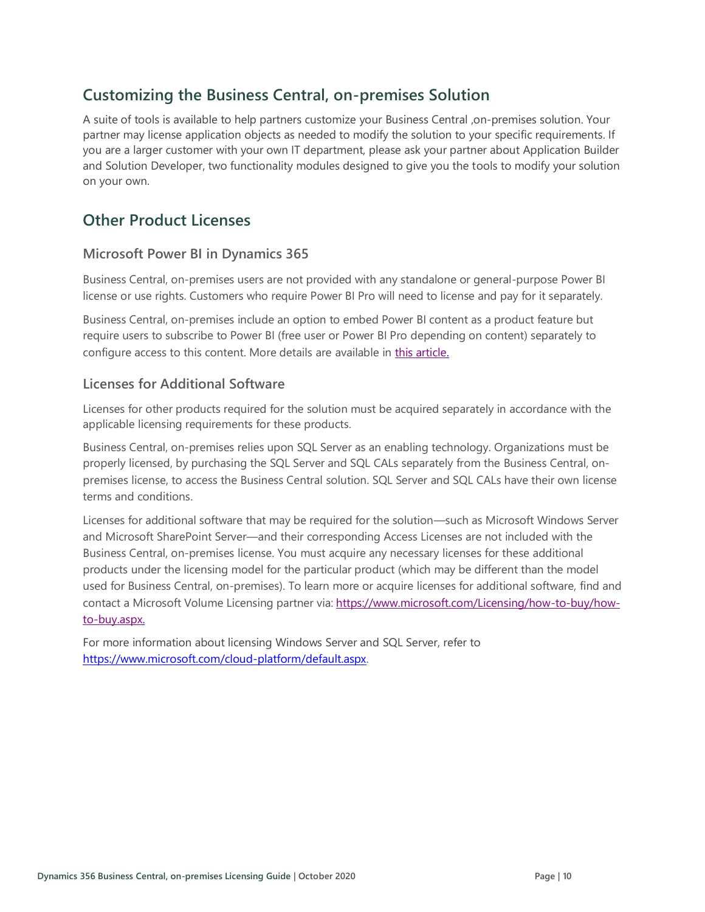## Customizing the Business Central, on-premises Solution

A suite of tools is available to help partners customize your Business Central ,on-premises solution. Your partner may license application objects as needed to modify the solution to your specific requirements. If you are a larger customer with your own IT department, please ask your partner about Application Builder and Solution Developer, two functionality modules designed to give you the tools to modify your solution on your own.

## Other Product Licenses

### Microsoft Power BI in Dynamics 365

Business Central, on-premises users are not provided with any standalone or general-purpose Power BI license or use rights. Customers who require Power BI Pro will need to license and pay for it separately.

Business Central, on-premises include an option to embed Power BI content as a product feature but require users to subscribe to Power BI (free user or Power BI Pro depending on content) separately to configure access to this content. More details are available in [this article.]()

### Licenses for Additional Software

Licenses for other products required for the solution must be acquired separately in accordance with the applicable licensing requirements for these products.

Business Central, on-premises relies upon SQL Server as an enabling technology. Organizations must be properly licensed, by purchasing the SQL Server and SQL CALs separately from the Business Central, on-premises license, to access the Business Central solution. SQL Server and SQL CALs have their own license terms and conditions.

Licenses for additional software that may be required for the solution—such as Microsoft Windows Server and Microsoft SharePoint Server—and their corresponding Access Licenses are not included with the Business Central, on-premises license. You must acquire any necessary licenses for these additional products under the licensing model for the particular product (which may be different than the model used for Business Central, on-premises). To learn more or acquire licenses for additional software, find and contact a Microsoft Volume Licensing partner via: [https://www.microsoft.com/Licensing/how-to-buy/how-to-buy.aspx.](https://www.microsoft.com/Licensing/how-to-buy/how-to-buy.aspx)

For more information about licensing Windows Server and SQL Server, refer to [https://www.microsoft.com/cloud-platform/default.aspx](https://www.microsoft.com/cloud-platform/default.aspx).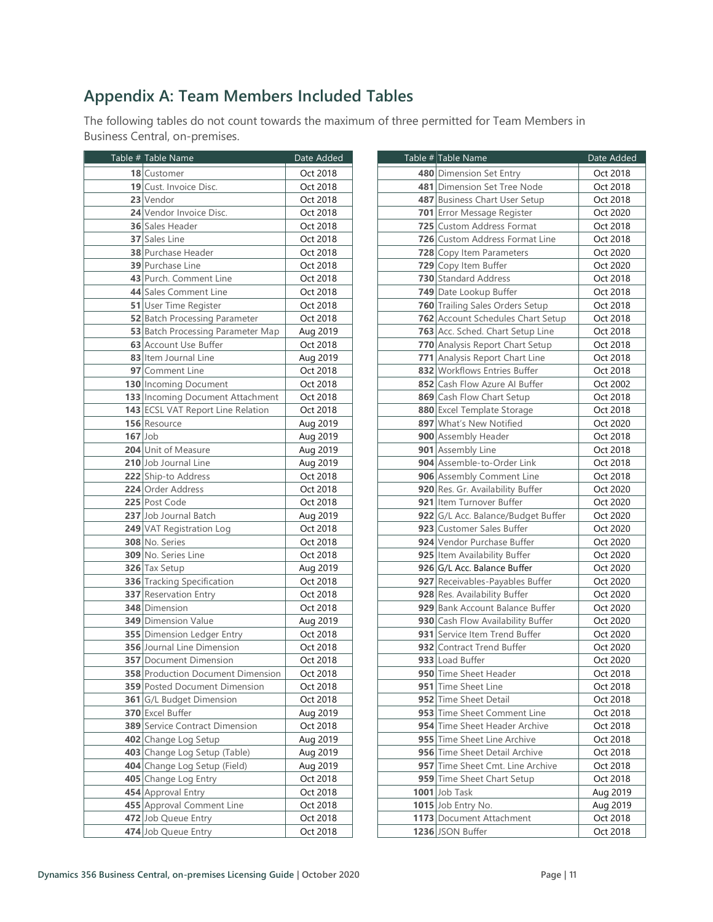## Appendix A: Team Members Included Tables

The following tables do not count towards the maximum of three permitted for Team Members in Business Central, on-premises.

| Table # | Table Name | Date Added |
|---|---|---|
| 18 | Customer | Oct 2018 |
| 19 | Cust. Invoice Disc. | Oct 2018 |
| 23 | Vendor | Oct 2018 |
| 24 | Vendor Invoice Disc. | Oct 2018 |
| 36 | Sales Header | Oct 2018 |
| 37 | Sales Line | Oct 2018 |
| 38 | Purchase Header | Oct 2018 |
| 39 | Purchase Line | Oct 2018 |
| 43 | Purch. Comment Line | Oct 2018 |
| 44 | Sales Comment Line | Oct 2018 |
| 51 | User Time Register | Oct 2018 |
| 52 | Batch Processing Parameter | Oct 2018 |
| 53 | Batch Processing Parameter Map | Aug 2019 |
| 63 | Account Use Buffer | Oct 2018 |
| 83 | Item Journal Line | Aug 2019 |
| 97 | Comment Line | Oct 2018 |
| 130 | Incoming Document | Oct 2018 |
| 133 | Incoming Document Attachment | Oct 2018 |
| 143 | ECSL VAT Report Line Relation | Oct 2018 |
| 156 | Resource | Aug 2019 |
| 167 | Job | Aug 2019 |
| 204 | Unit of Measure | Aug 2019 |
| 210 | Job Journal Line | Aug 2019 |
| 222 | Ship-to Address | Oct 2018 |
| 224 | Order Address | Oct 2018 |
| 225 | Post Code | Oct 2018 |
| 237 | Job Journal Batch | Aug 2019 |
| 249 | VAT Registration Log | Oct 2018 |
| 308 | No. Series | Oct 2018 |
| 309 | No. Series Line | Oct 2018 |
| 326 | Tax Setup | Aug 2019 |
| 336 | Tracking Specification | Oct 2018 |
| 337 | Reservation Entry | Oct 2018 |
| 348 | Dimension | Oct 2018 |
| 349 | Dimension Value | Aug 2019 |
| 355 | Dimension Ledger Entry | Oct 2018 |
| 356 | Journal Line Dimension | Oct 2018 |
| 357 | Document Dimension | Oct 2018 |
| 358 | Production Document Dimension | Oct 2018 |
| 359 | Posted Document Dimension | Oct 2018 |
| 361 | G/L Budget Dimension | Oct 2018 |
| 370 | Excel Buffer | Aug 2019 |
| 389 | Service Contract Dimension | Oct 2018 |
| 402 | Change Log Setup | Aug 2019 |
| 403 | Change Log Setup (Table) | Aug 2019 |
| 404 | Change Log Setup (Field) | Aug 2019 |
| 405 | Change Log Entry | Oct 2018 |
| 454 | Approval Entry | Oct 2018 |
| 455 | Approval Comment Line | Oct 2018 |
| 472 | Job Queue Entry | Oct 2018 |
| 474 | Job Queue Entry | Oct 2018 |
| 480 | Dimension Set Entry | Oct 2018 |
| 481 | Dimension Set Tree Node | Oct 2018 |
| 487 | Business Chart User Setup | Oct 2018 |
| 701 | Error Message Register | Oct 2020 |
| 725 | Custom Address Format | Oct 2018 |
| 726 | Custom Address Format Line | Oct 2018 |
| 728 | Copy Item Parameters | Oct 2020 |
| 729 | Copy Item Buffer | Oct 2020 |
| 730 | Standard Address | Oct 2018 |
| 749 | Date Lookup Buffer | Oct 2018 |
| 760 | Trailing Sales Orders Setup | Oct 2018 |
| 762 | Account Schedules Chart Setup | Oct 2018 |
| 763 | Acc. Sched. Chart Setup Line | Oct 2018 |
| 770 | Analysis Report Chart Setup | Oct 2018 |
| 771 | Analysis Report Chart Line | Oct 2018 |
| 832 | Workflows Entries Buffer | Oct 2018 |
| 852 | Cash Flow Azure AI Buffer | Oct 2002 |
| 869 | Cash Flow Chart Setup | Oct 2018 |
| 880 | Excel Template Storage | Oct 2018 |
| 897 | What's New Notified | Oct 2020 |
| 900 | Assembly Header | Oct 2018 |
| 901 | Assembly Line | Oct 2018 |
| 904 | Assemble-to-Order Link | Oct 2018 |
| 906 | Assembly Comment Line | Oct 2018 |
| 920 | Res. Gr. Availability Buffer | Oct 2020 |
| 921 | Item Turnover Buffer | Oct 2020 |
| 922 | G/L Acc. Balance/Budget Buffer | Oct 2020 |
| 923 | Customer Sales Buffer | Oct 2020 |
| 924 | Vendor Purchase Buffer | Oct 2020 |
| 925 | Item Availability Buffer | Oct 2020 |
| 926 | G/L Acc. Balance Buffer | Oct 2020 |
| 927 | Receivables-Payables Buffer | Oct 2020 |
| 928 | Res. Availability Buffer | Oct 2020 |
| 929 | Bank Account Balance Buffer | Oct 2020 |
| 930 | Cash Flow Availability Buffer | Oct 2020 |
| 931 | Service Item Trend Buffer | Oct 2020 |
| 932 | Contract Trend Buffer | Oct 2020 |
| 933 | Load Buffer | Oct 2020 |
| 950 | Time Sheet Header | Oct 2018 |
| 951 | Time Sheet Line | Oct 2018 |
| 952 | Time Sheet Detail | Oct 2018 |
| 953 | Time Sheet Comment Line | Oct 2018 |
| 954 | Time Sheet Header Archive | Oct 2018 |
| 955 | Time Sheet Line Archive | Oct 2018 |
| 956 | Time Sheet Detail Archive | Oct 2018 |
| 957 | Time Sheet Cmt. Line Archive | Oct 2018 |
| 959 | Time Sheet Chart Setup | Oct 2018 |
| 1001 | Job Task | Aug 2019 |
| 1015 | Job Entry No. | Aug 2019 |
| 1173 | Document Attachment | Oct 2018 |
| 1236 | JSON Buffer | Oct 2018 |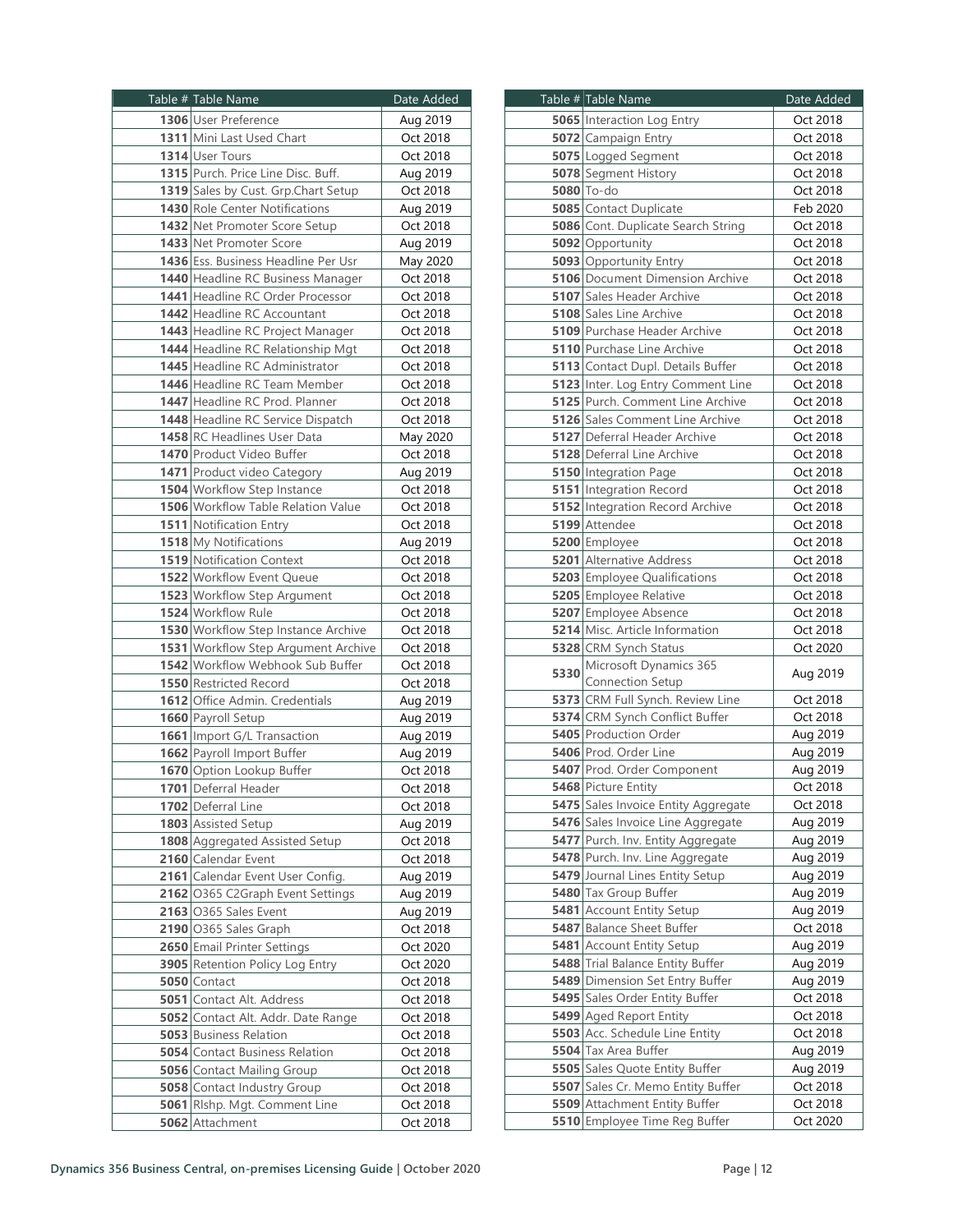| Table # | Table Name | Date Added |
|---|---|---|
| **1306** | User Preference | Aug 2019 |
| **1311** | Mini Last Used Chart | Oct 2018 |
| **1314** | User Tours | Oct 2018 |
| **1315** | Purch. Price Line Disc. Buff. | Aug 2019 |
| **1319** | Sales by Cust. Grp.Chart Setup | Oct 2018 |
| **1430** | Role Center Notifications | Aug 2019 |
| **1432** | Net Promoter Score Setup | Oct 2018 |
| **1433** | Net Promoter Score | Aug 2019 |
| **1436** | Ess. Business Headline Per Usr | May 2020 |
| **1440** | Headline RC Business Manager | Oct 2018 |
| **1441** | Headline RC Order Processor | Oct 2018 |
| **1442** | Headline RC Accountant | Oct 2018 |
| **1443** | Headline RC Project Manager | Oct 2018 |
| **1444** | Headline RC Relationship Mgt | Oct 2018 |
| **1445** | Headline RC Administrator | Oct 2018 |
| **1446** | Headline RC Team Member | Oct 2018 |
| **1447** | Headline RC Prod. Planner | Oct 2018 |
| **1448** | Headline RC Service Dispatch | Oct 2018 |
| **1458** | RC Headlines User Data | May 2020 |
| **1470** | Product Video Buffer | Oct 2018 |
| **1471** | Product video Category | Aug 2019 |
| **1504** | Workflow Step Instance | Oct 2018 |
| **1506** | Workflow Table Relation Value | Oct 2018 |
| **1511** | Notification Entry | Oct 2018 |
| **1518** | My Notifications | Aug 2019 |
| **1519** | Notification Context | Oct 2018 |
| **1522** | Workflow Event Queue | Oct 2018 |
| **1523** | Workflow Step Argument | Oct 2018 |
| **1524** | Workflow Rule | Oct 2018 |
| **1530** | Workflow Step Instance Archive | Oct 2018 |
| **1531** | Workflow Step Argument Archive | Oct 2018 |
| **1542** | Workflow Webhook Sub Buffer | Oct 2018 |
| **1550** | Restricted Record | Oct 2018 |
| **1612** | Office Admin. Credentials | Aug 2019 |
| **1660** | Payroll Setup | Aug 2019 |
| **1661** | Import G/L Transaction | Aug 2019 |
| **1662** | Payroll Import Buffer | Aug 2019 |
| **1670** | Option Lookup Buffer | Oct 2018 |
| **1701** | Deferral Header | Oct 2018 |
| **1702** | Deferral Line | Oct 2018 |
| **1803** | Assisted Setup | Aug 2019 |
| **1808** | Aggregated Assisted Setup | Oct 2018 |
| **2160** | Calendar Event | Oct 2018 |
| **2161** | Calendar Event User Config. | Aug 2019 |
| **2162** | O365 C2Graph Event Settings | Aug 2019 |
| **2163** | O365 Sales Event | Aug 2019 |
| **2190** | O365 Sales Graph | Oct 2018 |
| **2650** | Email Printer Settings | Oct 2020 |
| **3905** | Retention Policy Log Entry | Oct 2020 |
| **5050** | Contact | Oct 2018 |
| **5051** | Contact Alt. Address | Oct 2018 |
| **5052** | Contact Alt. Addr. Date Range | Oct 2018 |
| **5053** | Business Relation | Oct 2018 |
| **5054** | Contact Business Relation | Oct 2018 |
| **5056** | Contact Mailing Group | Oct 2018 |
| **5058** | Contact Industry Group | Oct 2018 |
| **5061** | Rlshp. Mgt. Comment Line | Oct 2018 |
| **5062** | Attachment | Oct 2018 |
| **5065** | Interaction Log Entry | Oct 2018 |
| **5072** | Campaign Entry | Oct 2018 |
| **5075** | Logged Segment | Oct 2018 |
| **5078** | Segment History | Oct 2018 |
| **5080** | To-do | Oct 2018 |
| **5085** | Contact Duplicate | Feb 2020 |
| **5086** | Cont. Duplicate Search String | Oct 2018 |
| **5092** | Opportunity | Oct 2018 |
| **5093** | Opportunity Entry | Oct 2018 |
| **5106** | Document Dimension Archive | Oct 2018 |
| **5107** | Sales Header Archive | Oct 2018 |
| **5108** | Sales Line Archive | Oct 2018 |
| **5109** | Purchase Header Archive | Oct 2018 |
| **5110** | Purchase Line Archive | Oct 2018 |
| **5113** | Contact Dupl. Details Buffer | Oct 2018 |
| **5123** | Inter. Log Entry Comment Line | Oct 2018 |
| **5125** | Purch. Comment Line Archive | Oct 2018 |
| **5126** | Sales Comment Line Archive | Oct 2018 |
| **5127** | Deferral Header Archive | Oct 2018 |
| **5128** | Deferral Line Archive | Oct 2018 |
| **5150** | Integration Page | Oct 2018 |
| **5151** | Integration Record | Oct 2018 |
| **5152** | Integration Record Archive | Oct 2018 |
| **5199** | Attendee | Oct 2018 |
| **5200** | Employee | Oct 2018 |
| **5201** | Alternative Address | Oct 2018 |
| **5203** | Employee Qualifications | Oct 2018 |
| **5205** | Employee Relative | Oct 2018 |
| **5207** | Employee Absence | Oct 2018 |
| **5214** | Misc. Article Information | Oct 2018 |
| **5328** | CRM Synch Status | Oct 2020 |
| **5330** | Microsoft Dynamics 365 Connection Setup | Aug 2019 |
| **5373** | CRM Full Synch. Review Line | Oct 2018 |
| **5374** | CRM Synch Conflict Buffer | Oct 2018 |
| **5405** | Production Order | Aug 2019 |
| **5406** | Prod. Order Line | Aug 2019 |
| **5407** | Prod. Order Component | Aug 2019 |
| **5468** | Picture Entity | Oct 2018 |
| **5475** | Sales Invoice Entity Aggregate | Oct 2018 |
| **5476** | Sales Invoice Line Aggregate | Aug 2019 |
| **5477** | Purch. Inv. Entity Aggregate | Aug 2019 |
| **5478** | Purch. Inv. Line Aggregate | Aug 2019 |
| **5479** | Journal Lines Entity Setup | Aug 2019 |
| **5480** | Tax Group Buffer | Aug 2019 |
| **5481** | Account Entity Setup | Aug 2019 |
| **5487** | Balance Sheet Buffer | Oct 2018 |
| **5481** | Account Entity Setup | Aug 2019 |
| **5488** | Trial Balance Entity Buffer | Aug 2019 |
| **5489** | Dimension Set Entry Buffer | Aug 2019 |
| **5495** | Sales Order Entity Buffer | Oct 2018 |
| **5499** | Aged Report Entity | Oct 2018 |
| **5503** | Acc. Schedule Line Entity | Oct 2018 |
| **5504** | Tax Area Buffer | Aug 2019 |
| **5505** | Sales Quote Entity Buffer | Aug 2019 |
| **5507** | Sales Cr. Memo Entity Buffer | Oct 2018 |
| **5509** | Attachment Entity Buffer | Oct 2018 |
| **5510** | Employee Time Reg Buffer | Oct 2020 |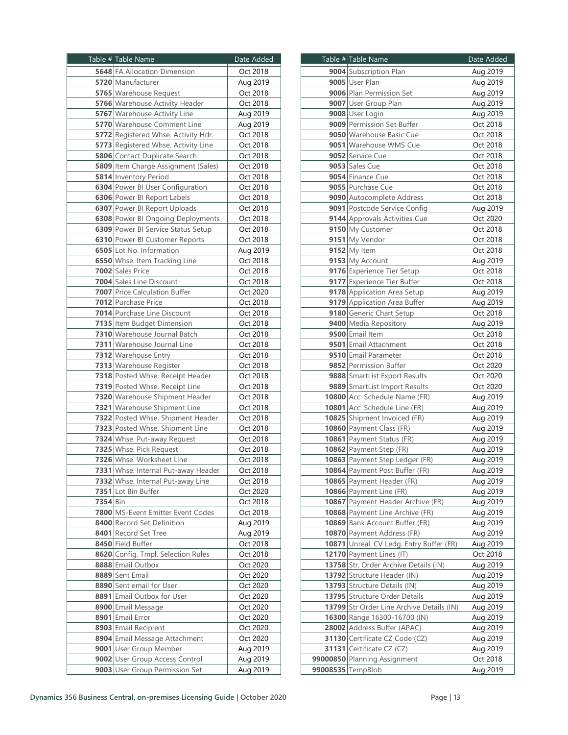| Table # | Table Name | Date Added |
|---|---|---|
| **5648** | FA Allocation Dimension | Oct 2018 |
| **5720** | Manufacturer | Aug 2019 |
| **5765** | Warehouse Request | Oct 2018 |
| **5766** | Warehouse Activity Header | Oct 2018 |
| **5767** | Warehouse Activity Line | Aug 2019 |
| **5770** | Warehouse Comment Line | Aug 2019 |
| **5772** | Registered Whse. Activity Hdr. | Oct 2018 |
| **5773** | Registered Whse. Activity Line | Oct 2018 |
| **5806** | Contact Duplicate Search | Oct 2018 |
| **5809** | Item Charge Assignment (Sales) | Oct 2018 |
| **5814** | Inventory Period | Oct 2018 |
| **6304** | Power BI User Configuration | Oct 2018 |
| **6306** | Power BI Report Labels | Oct 2018 |
| **6307** | Power BI Report Uploads | Oct 2018 |
| **6308** | Power BI Ongoing Deployments | Oct 2018 |
| **6309** | Power BI Service Status Setup | Oct 2018 |
| **6310** | Power BI Customer Reports | Oct 2018 |
| **6505** | Lot No. Information | Aug 2019 |
| **6550** | Whse. Item Tracking Line | Oct 2018 |
| **7002** | Sales Price | Oct 2018 |
| **7004** | Sales Line Discount | Oct 2018 |
| **7007** | Price Calculation Buffer | Oct 2020 |
| **7012** | Purchase Price | Oct 2018 |
| **7014** | Purchase Line Discount | Oct 2018 |
| **7135** | Item Budget Dimension | Oct 2018 |
| **7310** | Warehouse Journal Batch | Oct 2018 |
| **7311** | Warehouse Journal Line | Oct 2018 |
| **7312** | Warehouse Entry | Oct 2018 |
| **7313** | Warehouse Register | Oct 2018 |
| **7318** | Posted Whse. Receipt Header | Oct 2018 |
| **7319** | Posted Whse. Receipt Line | Oct 2018 |
| **7320** | Warehouse Shipment Header | Oct 2018 |
| **7321** | Warehouse Shipment Line | Oct 2018 |
| **7322** | Posted Whse. Shipment Header | Oct 2018 |
| **7323** | Posted Whse. Shipment Line | Oct 2018 |
| **7324** | Whse. Put-away Request | Oct 2018 |
| **7325** | Whse. Pick Request | Oct 2018 |
| **7326** | Whse. Worksheet Line | Oct 2018 |
| **7331** | Whse. Internal Put-away Header | Oct 2018 |
| **7332** | Whse. Internal Put-away Line | Oct 2018 |
| **7351** | Lot Bin Buffer | Oct 2020 |
| **7354** | Bin | Oct 2018 |
| **7800** | MS-Event Emitter Event Codes | Oct 2018 |
| **8400** | Record Set Definition | Aug 2019 |
| **8401** | Record Set Tree | Aug 2019 |
| **8450** | Field Buffer | Oct 2018 |
| **8620** | Config. Tmpl. Selection Rules | Oct 2018 |
| **8888** | Email Outbox | Oct 2020 |
| **8889** | Sent Email | Oct 2020 |
| **8890** | Sent email for User | Oct 2020 |
| **8891** | Email Outbox for User | Oct 2020 |
| **8900** | Email Message | Oct 2020 |
| **8901** | Email Error | Oct 2020 |
| **8903** | Email Recipient | Oct 2020 |
| **8904** | Email Message Attachment | Oct 2020 |
| **9001** | User Group Member | Aug 2019 |
| **9002** | User Group Access Control | Aug 2019 |
| **9003** | User Group Permission Set | Aug 2019 |
| **9004** | Subscription Plan | Aug 2019 |
| **9005** | User Plan | Aug 2019 |
| **9006** | Plan Permission Set | Aug 2019 |
| **9007** | User Group Plan | Aug 2019 |
| **9008** | User Login | Aug 2019 |
| **9009** | Permission Set Buffer | Oct 2018 |
| **9050** | Warehouse Basic Cue | Oct 2018 |
| **9051** | Warehouse WMS Cue | Oct 2018 |
| **9052** | Service Cue | Oct 2018 |
| **9053** | Sales Cue | Oct 2018 |
| **9054** | Finance Cue | Oct 2018 |
| **9055** | Purchase Cue | Oct 2018 |
| **9090** | Autocomplete Address | Oct 2018 |
| **9091** | Postcode Service Config | Aug 2019 |
| **9144** | Approvals Activities Cue | Oct 2020 |
| **9150** | My Customer | Oct 2018 |
| **9151** | My Vendor | Oct 2018 |
| **9152** | My Item | Oct 2018 |
| **9153** | My Account | Aug 2019 |
| **9176** | Experience Tier Setup | Oct 2018 |
| **9177** | Experience Tier Buffer | Oct 2018 |
| **9178** | Application Area Setup | Aug 2019 |
| **9179** | Application Area Buffer | Aug 2019 |
| **9180** | Generic Chart Setup | Oct 2018 |
| **9400** | Media Repository | Aug 2019 |
| **9500** | Email Item | Oct 2018 |
| **9501** | Email Attachment | Oct 2018 |
| **9510** | Email Parameter | Oct 2018 |
| **9852** | Permission Buffer | Oct 2020 |
| **9888** | SmartList Export Results | Oct 2020 |
| **9889** | SmartList Import Results | Oct 2020 |
| **10800** | Acc. Schedule Name (FR) | Aug 2019 |
| **10801** | Acc. Schedule Line (FR) | Aug 2019 |
| **10825** | Shipment Invoiced (FR) | Aug 2019 |
| **10860** | Payment Class (FR) | Aug 2019 |
| **10861** | Payment Status (FR) | Aug 2019 |
| **10862** | Payment Step (FR) | Aug 2019 |
| **10863** | Payment Step Ledger (FR) | Aug 2019 |
| **10864** | Payment Post Buffer (FR) | Aug 2019 |
| **10865** | Payment Header (FR) | Aug 2019 |
| **10866** | Payment Line (FR) | Aug 2019 |
| **10867** | Payment Header Archive (FR) | Aug 2019 |
| **10868** | Payment Line Archive (FR) | Aug 2019 |
| **10869** | Bank Account Buffer (FR) | Aug 2019 |
| **10870** | Payment Address (FR) | Aug 2019 |
| **10871** | Unreal. CV Ledg. Entry Buffer (FR) | Aug 2019 |
| **12170** | Payment Lines (IT) | Oct 2018 |
| **13758** | Str. Order Archive Details (IN) | Aug 2019 |
| **13792** | Structure Header (IN) | Aug 2019 |
| **13793** | Structure Details (IN) | Aug 2019 |
| **13795** | Structure Order Details | Aug 2019 |
| **13799** | Str Order Line Archive Details (IN) | Aug 2019 |
| **16300** | Range 16300-16700 (IN) | Aug 2019 |
| **28002** | Address Buffer (APAC) | Aug 2019 |
| **31130** | Certificate CZ Code (CZ) | Aug 2019 |
| **31131** | Certificate CZ (CZ) | Aug 2019 |
| **99000850** | Planning Assignment | Oct 2018 |
| **99008535** | TempBlob | Aug 2019 |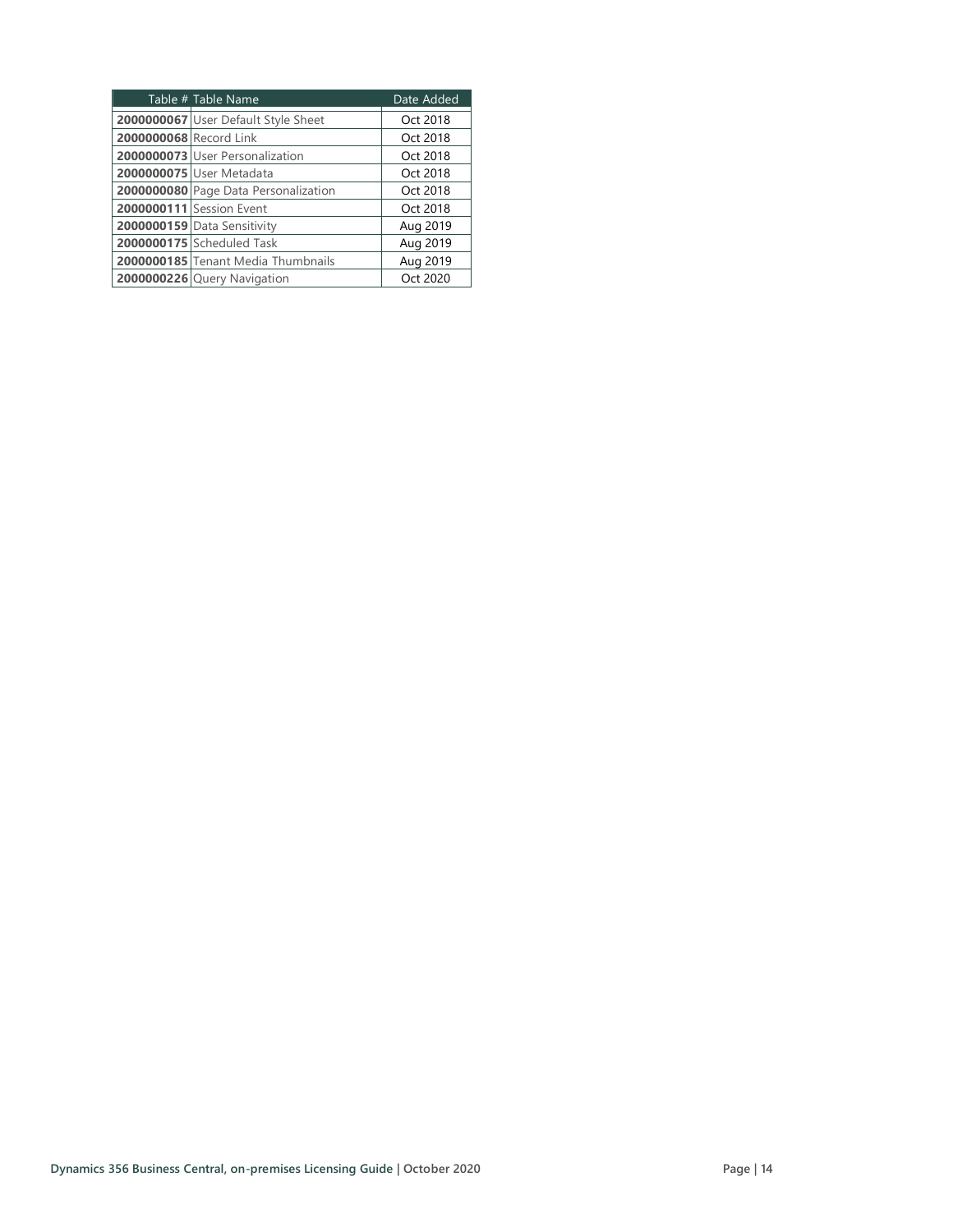| Table # | Table Name | Date Added |
|---|---|---|
| **2000000067** | User Default Style Sheet | Oct 2018 |
| **2000000068** | Record Link | Oct 2018 |
| **2000000073** | User Personalization | Oct 2018 |
| **2000000075** | User Metadata | Oct 2018 |
| **2000000080** | Page Data Personalization | Oct 2018 |
| **2000000111** | Session Event | Oct 2018 |
| **2000000159** | Data Sensitivity | Aug 2019 |
| **2000000175** | Scheduled Task | Aug 2019 |
| **2000000185** | Tenant Media Thumbnails | Aug 2019 |
| **2000000226** | Query Navigation | Oct 2020 |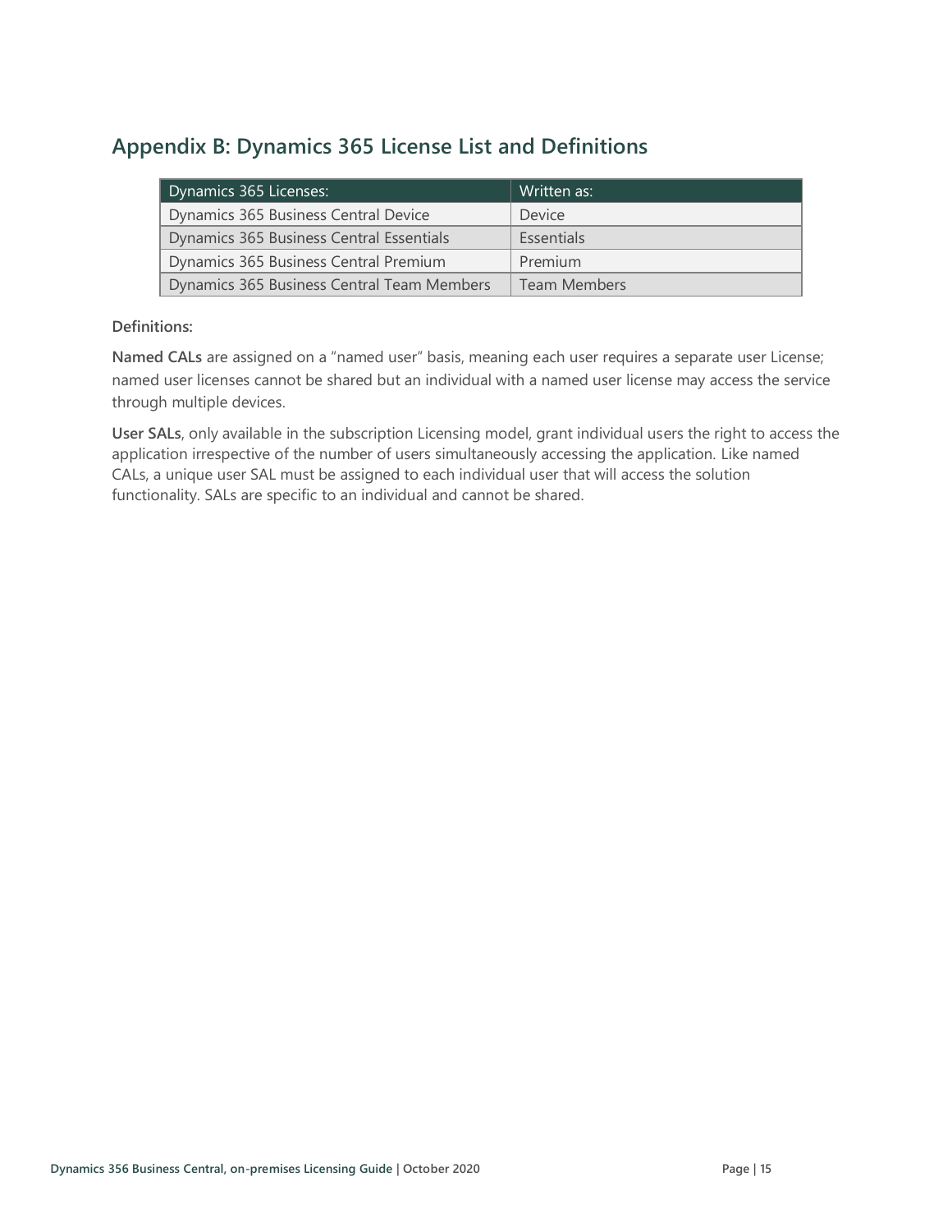## Appendix B: Dynamics 365 License List and Definitions

| Dynamics 365 Licenses: | Written as: |
| --- | --- |
| Dynamics 365 Business Central Device | Device |
| Dynamics 365 Business Central Essentials | Essentials |
| Dynamics 365 Business Central Premium | Premium |
| Dynamics 365 Business Central Team Members | Team Members |

**Definitions:**

**Named CALs** are assigned on a "named user" basis, meaning each user requires a separate user License; named user licenses cannot be shared but an individual with a named user license may access the service through multiple devices.

**User SALs**, only available in the subscription Licensing model, grant individual users the right to access the application irrespective of the number of users simultaneously accessing the application. Like named CALs, a unique user SAL must be assigned to each individual user that will access the solution functionality. SALs are specific to an individual and cannot be shared.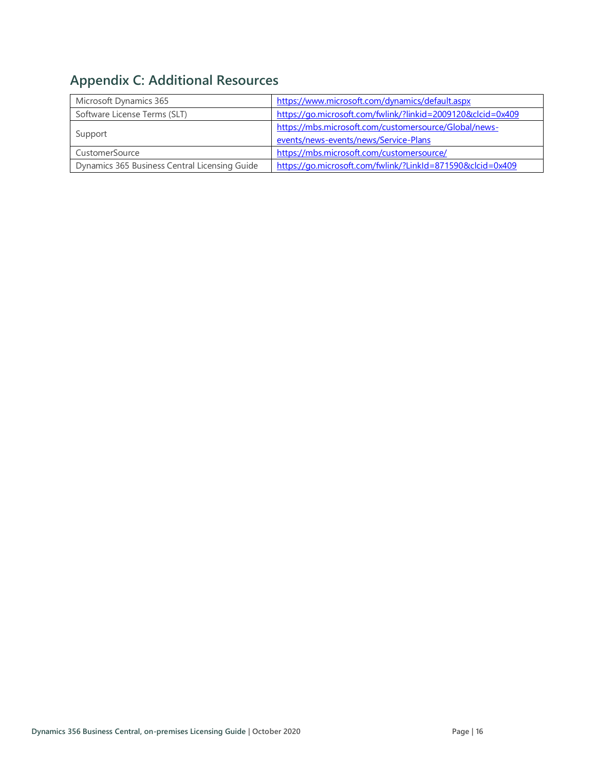## Appendix C: Additional Resources

| | |
|---|---|
| Microsoft Dynamics 365 | https://www.microsoft.com/dynamics/default.aspx |
| Software License Terms (SLT) | https://go.microsoft.com/fwlink/?linkid=2009120&clcid=0x409 |
| Support | https://mbs.microsoft.com/customersource/Global/news-events/news-events/news/Service-Plans |
| CustomerSource | https://mbs.microsoft.com/customersource/ |
| Dynamics 365 Business Central Licensing Guide | https://go.microsoft.com/fwlink/?LinkId=871590&clcid=0x409 |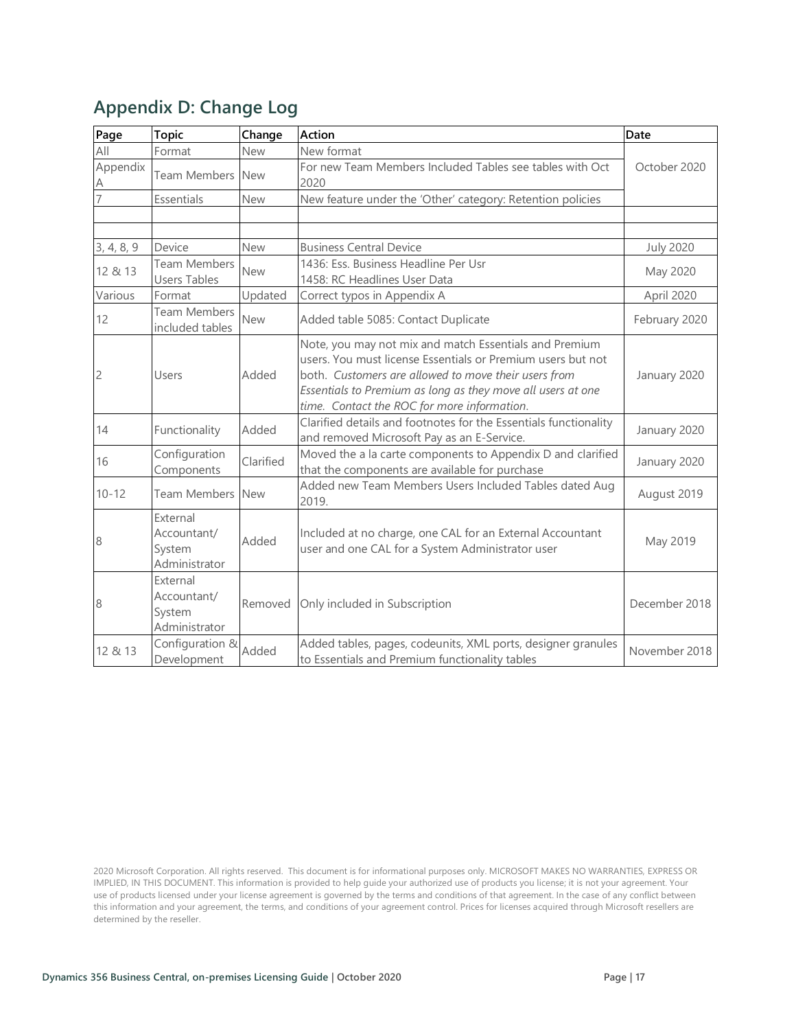## Appendix D: Change Log

| Page | Topic | Change | Action | Date |
|---|---|---|---|---|
| All | Format | New | New format | October 2020 |
| Appendix A | Team Members | New | For new Team Members Included Tables see tables with Oct 2020 | |
| 7 | Essentials | New | New feature under the 'Other' category: Retention policies | |
| | | | | |
| | | | | |
| 3, 4, 8, 9 | Device | New | Business Central Device | July 2020 |
| 12 & 13 | Team Members Users Tables | New | 1436: Ess. Business Headline Per Usr<br>1458: RC Headlines User Data | May 2020 |
| Various | Format | Updated | Correct typos in Appendix A | April 2020 |
| 12 | Team Members included tables | New | Added table 5085: Contact Duplicate | February 2020 |
| 2 | Users | Added | Note, you may not mix and match Essentials and Premium users. You must license Essentials or Premium users but not both. *Customers are allowed to move their users from Essentials to Premium as long as they move all users at one time. Contact the ROC for more information.* | January 2020 |
| 14 | Functionality | Added | Clarified details and footnotes for the Essentials functionality and removed Microsoft Pay as an E-Service. | January 2020 |
| 16 | Configuration Components | Clarified | Moved the a la carte components to Appendix D and clarified that the components are available for purchase | January 2020 |
| 10-12 | Team Members | New | Added new Team Members Users Included Tables dated Aug 2019. | August 2019 |
| 8 | External Accountant/ System Administrator | Added | Included at no charge, one CAL for an External Accountant user and one CAL for a System Administrator user | May 2019 |
| 8 | External Accountant/ System Administrator | Removed | Only included in Subscription | December 2018 |
| 12 & 13 | Configuration & Development | Added | Added tables, pages, codeunits, XML ports, designer granules to Essentials and Premium functionality tables | November 2018 |

2020 Microsoft Corporation. All rights reserved. This document is for informational purposes only. MICROSOFT MAKES NO WARRANTIES, EXPRESS OR IMPLIED, IN THIS DOCUMENT. This information is provided to help guide your authorized use of products you license; it is not your agreement. Your use of products licensed under your license agreement is governed by the terms and conditions of that agreement. In the case of any conflict between this information and your agreement, the terms, and conditions of your agreement control. Prices for licenses acquired through Microsoft resellers are determined by the reseller.